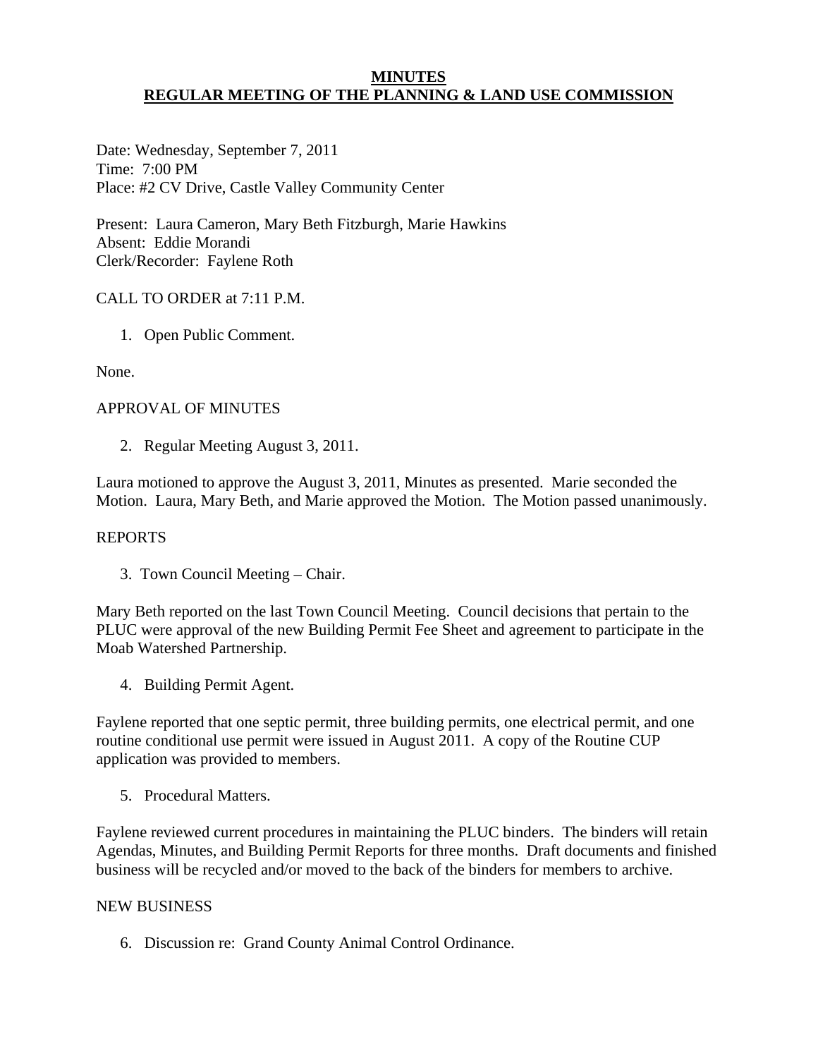# MINUTES
## REGULAR MEETING OF THE PLANNING & LAND USE COMMISSION

Date: Wednesday, September 7, 2011
Time: 7:00 PM
Place: #2 CV Drive, Castle Valley Community Center

Present: Laura Cameron, Mary Beth Fitzburgh, Marie Hawkins
Absent: Eddie Morandi
Clerk/Recorder: Faylene Roth

CALL TO ORDER at 7:11 P.M.

1. Open Public Comment.

None.

APPROVAL OF MINUTES

2. Regular Meeting August 3, 2011.

Laura motioned to approve the August 3, 2011, Minutes as presented. Marie seconded the Motion. Laura, Mary Beth, and Marie approved the Motion. The Motion passed unanimously.

REPORTS

3. Town Council Meeting – Chair.

Mary Beth reported on the last Town Council Meeting. Council decisions that pertain to the PLUC were approval of the new Building Permit Fee Sheet and agreement to participate in the Moab Watershed Partnership.

4. Building Permit Agent.

Faylene reported that one septic permit, three building permits, one electrical permit, and one routine conditional use permit were issued in August 2011. A copy of the Routine CUP application was provided to members.

5. Procedural Matters.

Faylene reviewed current procedures in maintaining the PLUC binders. The binders will retain Agendas, Minutes, and Building Permit Reports for three months. Draft documents and finished business will be recycled and/or moved to the back of the binders for members to archive.

NEW BUSINESS

6. Discussion re: Grand County Animal Control Ordinance.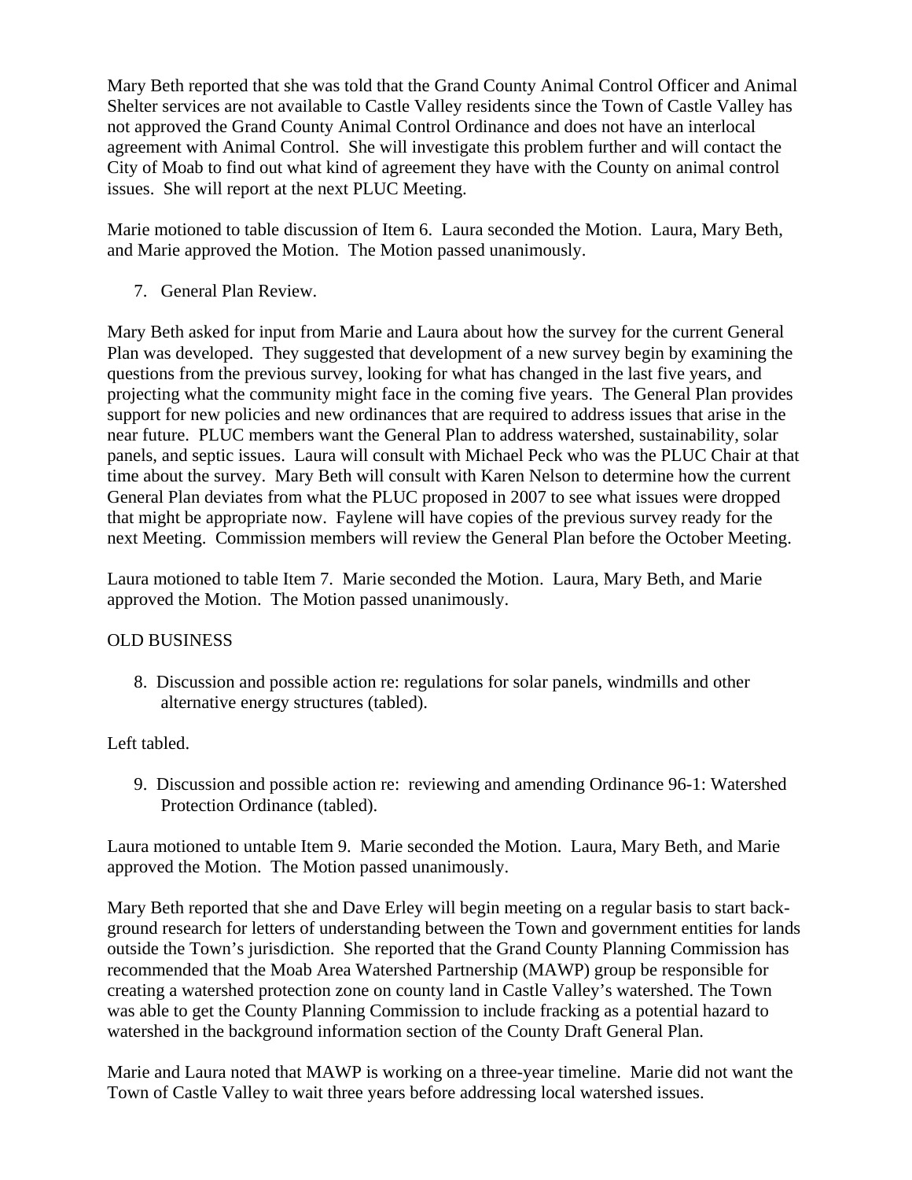Mary Beth reported that she was told that the Grand County Animal Control Officer and Animal Shelter services are not available to Castle Valley residents since the Town of Castle Valley has not approved the Grand County Animal Control Ordinance and does not have an interlocal agreement with Animal Control. She will investigate this problem further and will contact the City of Moab to find out what kind of agreement they have with the County on animal control issues. She will report at the next PLUC Meeting.

Marie motioned to table discussion of Item 6. Laura seconded the Motion. Laura, Mary Beth, and Marie approved the Motion. The Motion passed unanimously.

7. General Plan Review.

Mary Beth asked for input from Marie and Laura about how the survey for the current General Plan was developed. They suggested that development of a new survey begin by examining the questions from the previous survey, looking for what has changed in the last five years, and projecting what the community might face in the coming five years. The General Plan provides support for new policies and new ordinances that are required to address issues that arise in the near future. PLUC members want the General Plan to address watershed, sustainability, solar panels, and septic issues. Laura will consult with Michael Peck who was the PLUC Chair at that time about the survey. Mary Beth will consult with Karen Nelson to determine how the current General Plan deviates from what the PLUC proposed in 2007 to see what issues were dropped that might be appropriate now. Faylene will have copies of the previous survey ready for the next Meeting. Commission members will review the General Plan before the October Meeting.

Laura motioned to table Item 7. Marie seconded the Motion. Laura, Mary Beth, and Marie approved the Motion. The Motion passed unanimously.

OLD BUSINESS

8. Discussion and possible action re: regulations for solar panels, windmills and other alternative energy structures (tabled).

Left tabled.

9. Discussion and possible action re: reviewing and amending Ordinance 96-1: Watershed Protection Ordinance (tabled).

Laura motioned to untable Item 9. Marie seconded the Motion. Laura, Mary Beth, and Marie approved the Motion. The Motion passed unanimously.

Mary Beth reported that she and Dave Erley will begin meeting on a regular basis to start back-ground research for letters of understanding between the Town and government entities for lands outside the Town's jurisdiction. She reported that the Grand County Planning Commission has recommended that the Moab Area Watershed Partnership (MAWP) group be responsible for creating a watershed protection zone on county land in Castle Valley's watershed. The Town was able to get the County Planning Commission to include fracking as a potential hazard to watershed in the background information section of the County Draft General Plan.

Marie and Laura noted that MAWP is working on a three-year timeline. Marie did not want the Town of Castle Valley to wait three years before addressing local watershed issues.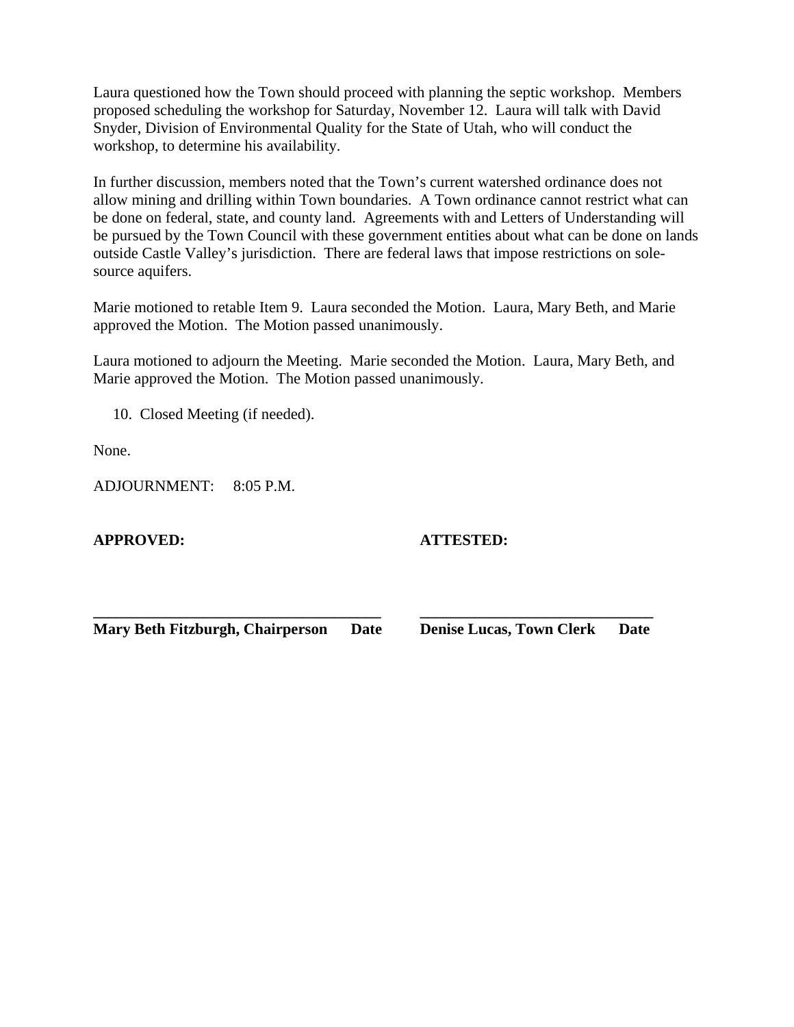Laura questioned how the Town should proceed with planning the septic workshop. Members proposed scheduling the workshop for Saturday, November 12. Laura will talk with David Snyder, Division of Environmental Quality for the State of Utah, who will conduct the workshop, to determine his availability.

In further discussion, members noted that the Town's current watershed ordinance does not allow mining and drilling within Town boundaries. A Town ordinance cannot restrict what can be done on federal, state, and county land. Agreements with and Letters of Understanding will be pursued by the Town Council with these government entities about what can be done on lands outside Castle Valley's jurisdiction. There are federal laws that impose restrictions on sole-source aquifers.

Marie motioned to retable Item 9. Laura seconded the Motion. Laura, Mary Beth, and Marie approved the Motion. The Motion passed unanimously.

Laura motioned to adjourn the Meeting. Marie seconded the Motion. Laura, Mary Beth, and Marie approved the Motion. The Motion passed unanimously.

10. Closed Meeting (if needed).

None.

ADJOURNMENT: 8:05 P.M.

**APPROVED:** **ATTESTED:**

______________________________________ ______________________________

**Mary Beth Fitzburgh, Chairperson Date** **Denise Lucas, Town Clerk Date**